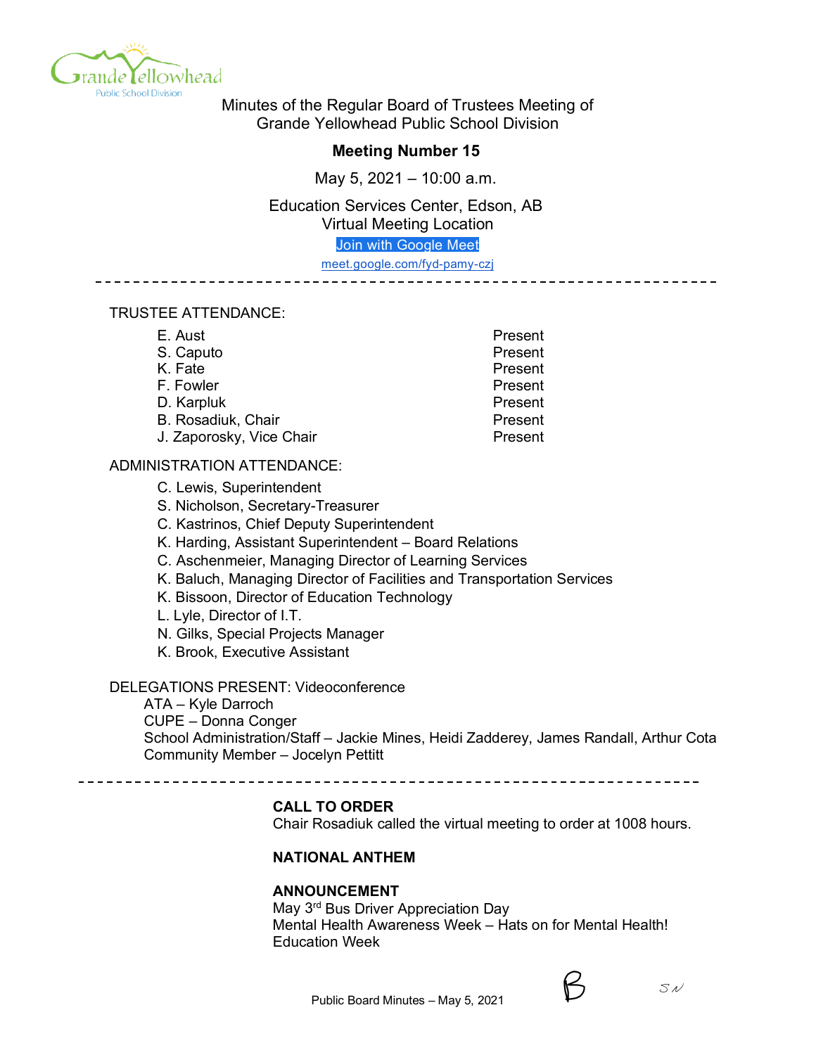Minutes of the Regular Board of Trustees Meeting of
Grande Yellowhead Public School Division

**Meeting Number 15**

May 5, 2021 – 10:00 a.m.

Education Services Center, Edson, AB
Virtual Meeting Location
Join with Google Meet
meet.google.com/fyd-pamy-czj

---

TRUSTEE ATTENDANCE:

| | |
|---|---|
| E. Aust | Present |
| S. Caputo | Present |
| K. Fate | Present |
| F. Fowler | Present |
| D. Karpluk | Present |
| B. Rosadiuk, Chair | Present |
| J. Zaporosky, Vice Chair | Present |

ADMINISTRATION ATTENDANCE:

- C. Lewis, Superintendent
- S. Nicholson, Secretary-Treasurer
- C. Kastrinos, Chief Deputy Superintendent
- K. Harding, Assistant Superintendent – Board Relations
- C. Aschenmeier, Managing Director of Learning Services
- K. Baluch, Managing Director of Facilities and Transportation Services
- K. Bissoon, Director of Education Technology
- L. Lyle, Director of I.T.
- N. Gilks, Special Projects Manager
- K. Brook, Executive Assistant

DELEGATIONS PRESENT: Videoconference
ATA – Kyle Darroch
CUPE – Donna Conger
School Administration/Staff – Jackie Mines, Heidi Zadderey, James Randall, Arthur Cota
Community Member – Jocelyn Pettitt

---

**CALL TO ORDER**
Chair Rosadiuk called the virtual meeting to order at 1008 hours.

**NATIONAL ANTHEM**

**ANNOUNCEMENT**
May 3rd Bus Driver Appreciation Day
Mental Health Awareness Week – Hats on for Mental Health!
Education Week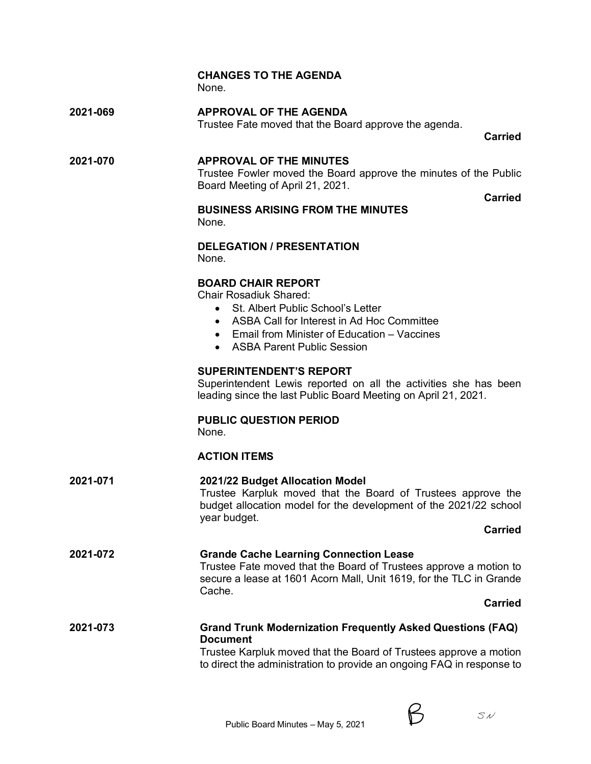**CHANGES TO THE AGENDA**
None.

**2021-069** **APPROVAL OF THE AGENDA**
Trustee Fate moved that the Board approve the agenda.

**Carried**

**2021-070** **APPROVAL OF THE MINUTES**
Trustee Fowler moved the Board approve the minutes of the Public Board Meeting of April 21, 2021.

**Carried**

**BUSINESS ARISING FROM THE MINUTES**
None.

**DELEGATION / PRESENTATION**
None.

**BOARD CHAIR REPORT**
Chair Rosadiuk Shared:

- St. Albert Public School's Letter
- ASBA Call for Interest in Ad Hoc Committee
- Email from Minister of Education – Vaccines
- ASBA Parent Public Session

**SUPERINTENDENT'S REPORT**
Superintendent Lewis reported on all the activities she has been leading since the last Public Board Meeting on April 21, 2021.

**PUBLIC QUESTION PERIOD**
None.

**ACTION ITEMS**

**2021-071** **2021/22 Budget Allocation Model**
Trustee Karpluk moved that the Board of Trustees approve the budget allocation model for the development of the 2021/22 school year budget.

**Carried**

**2021-072** **Grande Cache Learning Connection Lease**
Trustee Fate moved that the Board of Trustees approve a motion to secure a lease at 1601 Acorn Mall, Unit 1619, for the TLC in Grande Cache.

**Carried**

**2021-073** **Grand Trunk Modernization Frequently Asked Questions (FAQ) Document**
Trustee Karpluk moved that the Board of Trustees approve a motion to direct the administration to provide an ongoing FAQ in response to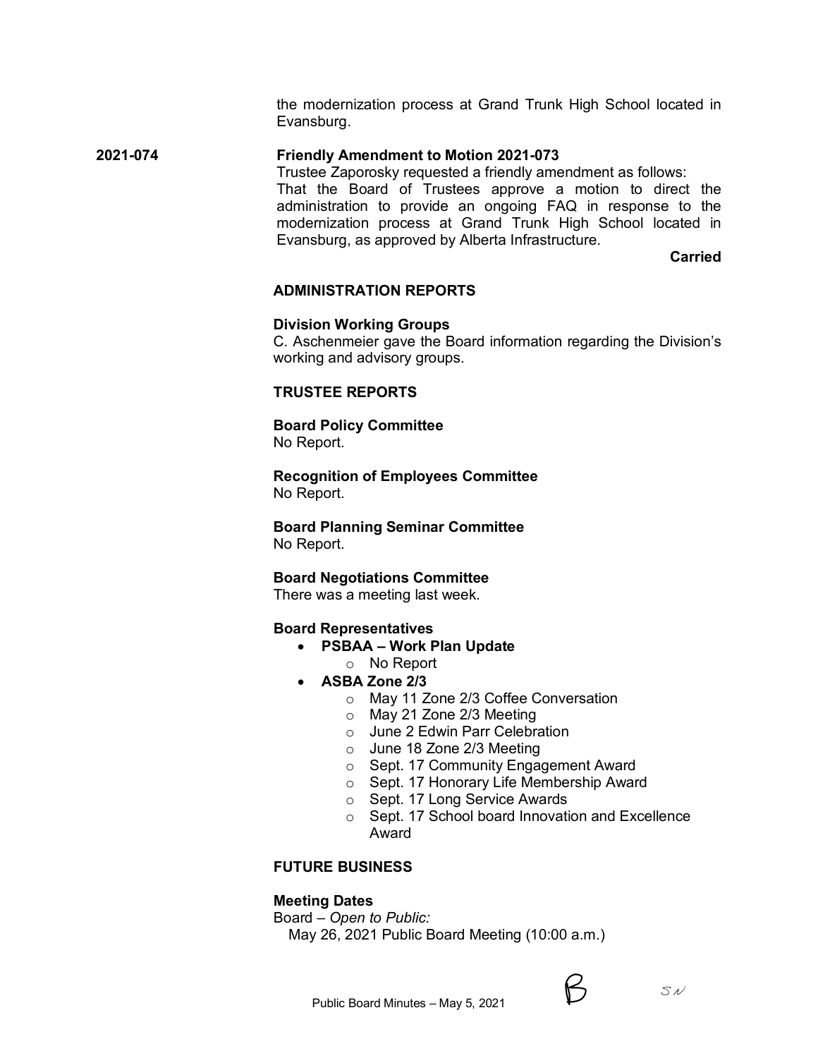the modernization process at Grand Trunk High School located in Evansburg.

**2021-074** **Friendly Amendment to Motion 2021-073**

Trustee Zaporosky requested a friendly amendment as follows:
That the Board of Trustees approve a motion to direct the administration to provide an ongoing FAQ in response to the modernization process at Grand Trunk High School located in Evansburg, as approved by Alberta Infrastructure.

**Carried**

## ADMINISTRATION REPORTS

**Division Working Groups**

C. Aschenmeier gave the Board information regarding the Division's working and advisory groups.

## TRUSTEE REPORTS

**Board Policy Committee**

No Report.

**Recognition of Employees Committee**

No Report.

**Board Planning Seminar Committee**

No Report.

**Board Negotiations Committee**

There was a meeting last week.

**Board Representatives**

- **PSBAA – Work Plan Update**
  - No Report
- **ASBA Zone 2/3**
  - May 11 Zone 2/3 Coffee Conversation
  - May 21 Zone 2/3 Meeting
  - June 2 Edwin Parr Celebration
  - June 18 Zone 2/3 Meeting
  - Sept. 17 Community Engagement Award
  - Sept. 17 Honorary Life Membership Award
  - Sept. 17 Long Service Awards
  - Sept. 17 School board Innovation and Excellence Award

## FUTURE BUSINESS

**Meeting Dates**

Board – *Open to Public:*

May 26, 2021 Public Board Meeting (10:00 a.m.)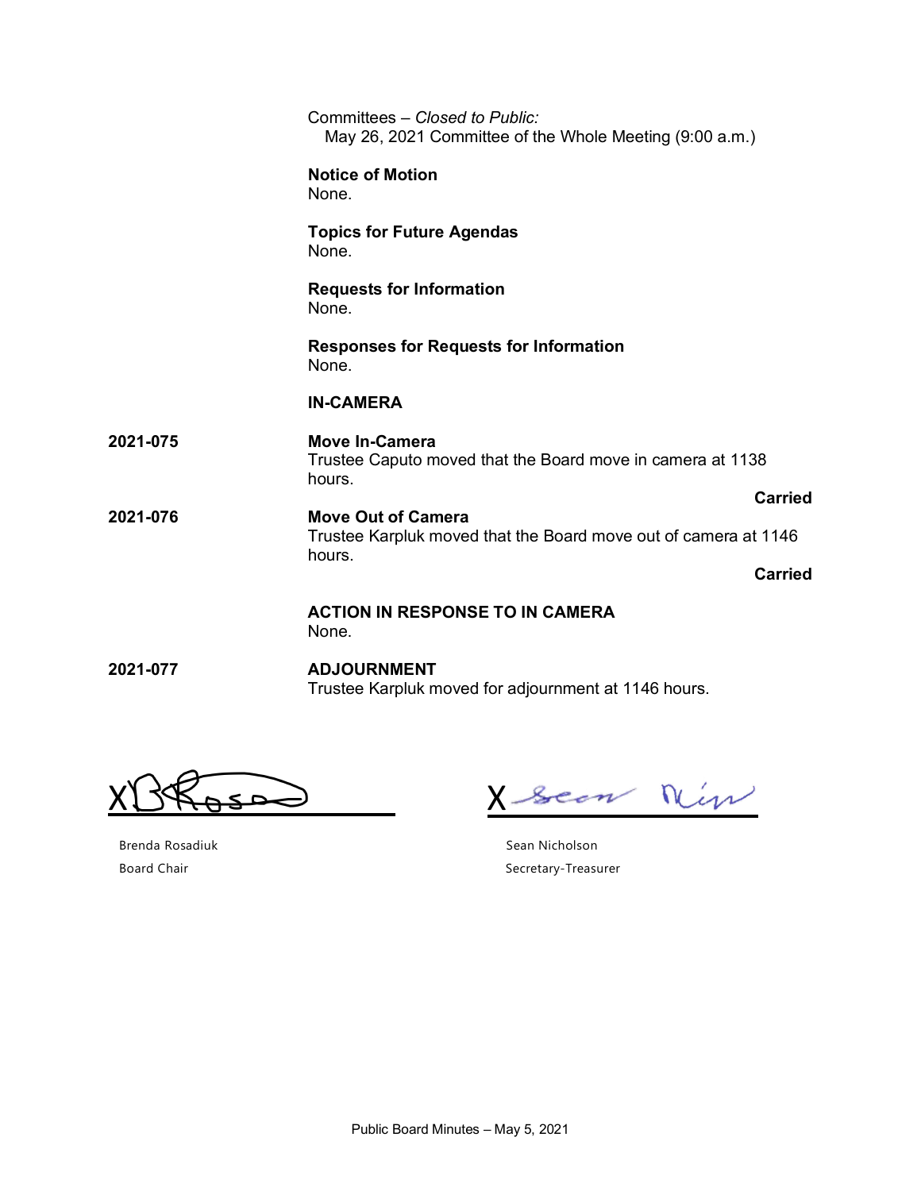Committees – *Closed to Public:*
May 26, 2021 Committee of the Whole Meeting (9:00 a.m.)

**Notice of Motion**
None.

**Topics for Future Agendas**
None.

**Requests for Information**
None.

**Responses for Requests for Information**
None.

**IN-CAMERA**

**2021-075** **Move In-Camera**
Trustee Caputo moved that the Board move in camera at 1138 hours.

**Carried**

**2021-076** **Move Out of Camera**
Trustee Karpluk moved that the Board move out of camera at 1146 hours.

**Carried**

**ACTION IN RESPONSE TO IN CAMERA**
None.

**2021-077** **ADJOURNMENT**
Trustee Karpluk moved for adjournment at 1146 hours.

X______________________
Brenda Rosadiuk
Board Chair

X______________________
Sean Nicholson
Secretary-Treasurer